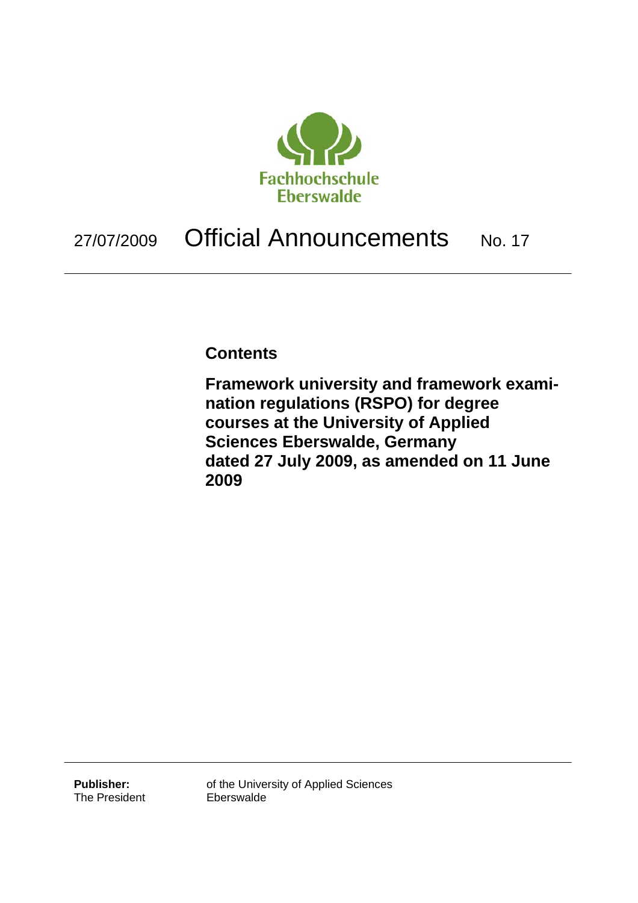Fachhochschule
Eberswalde

27/07/2009 **Official Announcements** No. 17

---

## Contents

**Framework university and framework examination regulations (RSPO) for degree courses at the University of Applied Sciences Eberswalde, Germany dated 27 July 2009, as amended on 11 June 2009**

---

**Publisher:**
The President of the University of Applied Sciences Eberswalde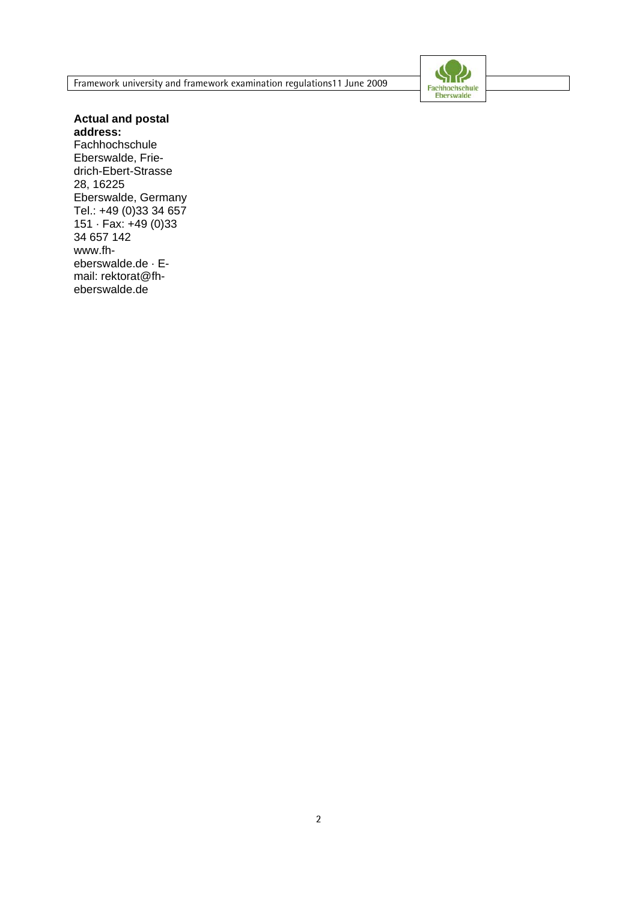**Actual and postal address:**
Fachhochschule Eberswalde, Friedrich-Ebert-Strasse 28, 16225 Eberswalde, Germany
Tel.: +49 (0)33 34 657 151 · Fax: +49 (0)33 34 657 142
www.fh-eberswalde.de · E-mail: rektorat@fh-eberswalde.de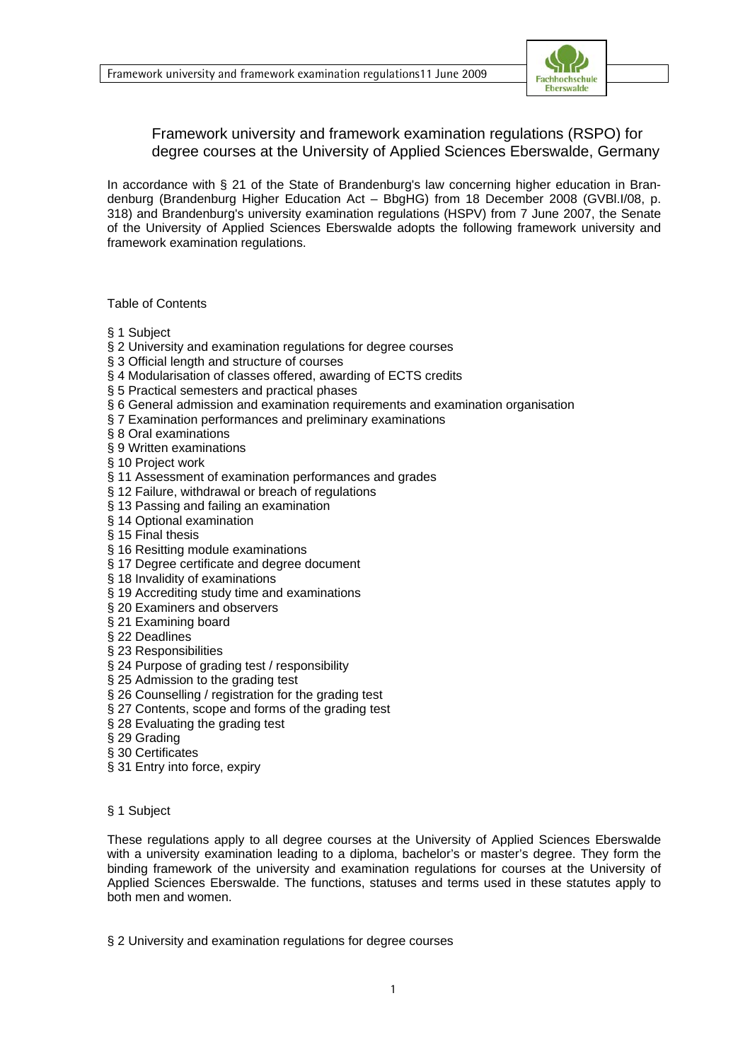# Framework university and framework examination regulations (RSPO) for degree courses at the University of Applied Sciences Eberswalde, Germany

In accordance with § 21 of the State of Brandenburg's law concerning higher education in Brandenburg (Brandenburg Higher Education Act – BbgHG) from 18 December 2008 (GVBl.I/08, p. 318) and Brandenburg's university examination regulations (HSPV) from 7 June 2007, the Senate of the University of Applied Sciences Eberswalde adopts the following framework university and framework examination regulations.

Table of Contents

- § 1 Subject
- § 2 University and examination regulations for degree courses
- § 3 Official length and structure of courses
- § 4 Modularisation of classes offered, awarding of ECTS credits
- § 5 Practical semesters and practical phases
- § 6 General admission and examination requirements and examination organisation
- § 7 Examination performances and preliminary examinations
- § 8 Oral examinations
- § 9 Written examinations
- § 10 Project work
- § 11 Assessment of examination performances and grades
- § 12 Failure, withdrawal or breach of regulations
- § 13 Passing and failing an examination
- § 14 Optional examination
- § 15 Final thesis
- § 16 Resitting module examinations
- § 17 Degree certificate and degree document
- § 18 Invalidity of examinations
- § 19 Accrediting study time and examinations
- § 20 Examiners and observers
- § 21 Examining board
- § 22 Deadlines
- § 23 Responsibilities
- § 24 Purpose of grading test / responsibility
- § 25 Admission to the grading test
- § 26 Counselling / registration for the grading test
- § 27 Contents, scope and forms of the grading test
- § 28 Evaluating the grading test
- § 29 Grading
- § 30 Certificates
- § 31 Entry into force, expiry

## § 1 Subject

These regulations apply to all degree courses at the University of Applied Sciences Eberswalde with a university examination leading to a diploma, bachelor's or master's degree. They form the binding framework of the university and examination regulations for courses at the University of Applied Sciences Eberswalde. The functions, statuses and terms used in these statutes apply to both men and women.

## § 2 University and examination regulations for degree courses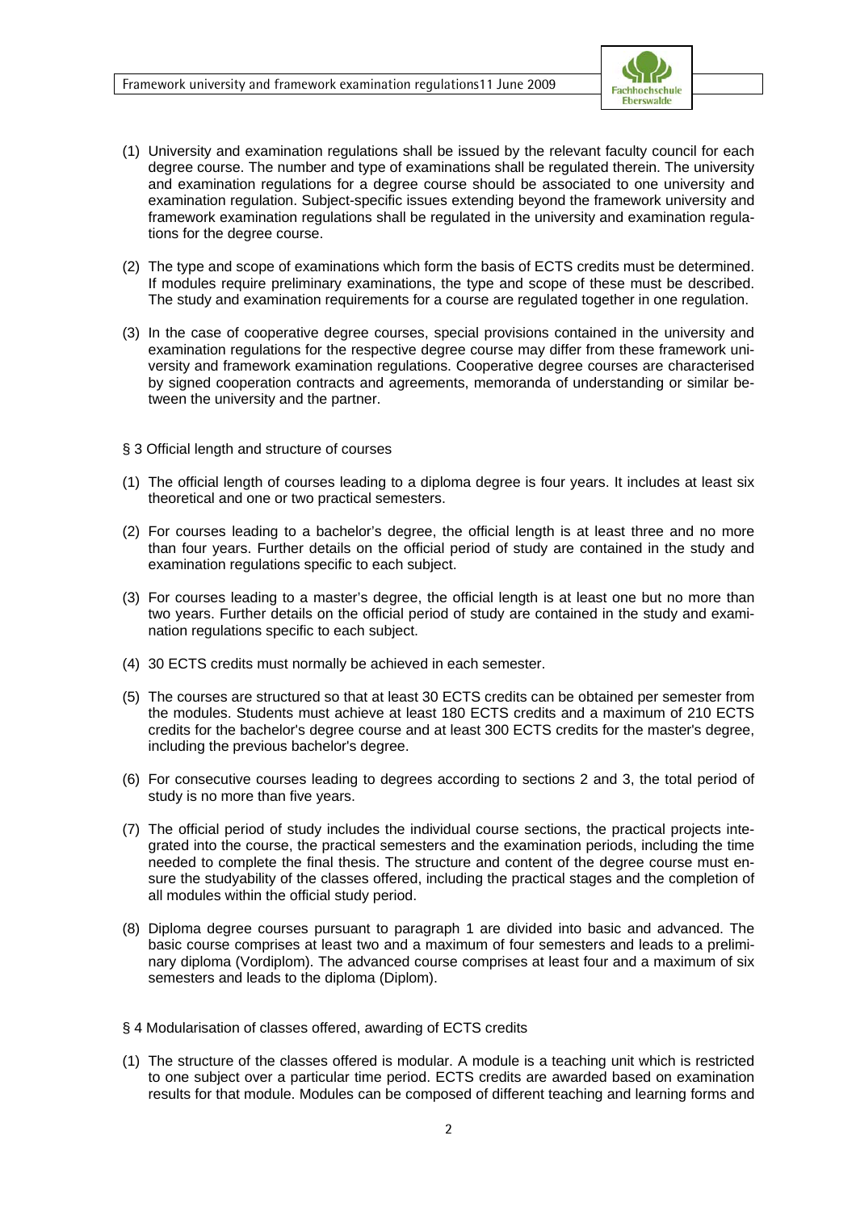(1) University and examination regulations shall be issued by the relevant faculty council for each degree course. The number and type of examinations shall be regulated therein. The university and examination regulations for a degree course should be associated to one university and examination regulation. Subject-specific issues extending beyond the framework university and framework examination regulations shall be regulated in the university and examination regulations for the degree course.

(2) The type and scope of examinations which form the basis of ECTS credits must be determined. If modules require preliminary examinations, the type and scope of these must be described. The study and examination requirements for a course are regulated together in one regulation.

(3) In the case of cooperative degree courses, special provisions contained in the university and examination regulations for the respective degree course may differ from these framework university and framework examination regulations. Cooperative degree courses are characterised by signed cooperation contracts and agreements, memoranda of understanding or similar between the university and the partner.

§ 3 Official length and structure of courses

(1) The official length of courses leading to a diploma degree is four years. It includes at least six theoretical and one or two practical semesters.

(2) For courses leading to a bachelor's degree, the official length is at least three and no more than four years. Further details on the official period of study are contained in the study and examination regulations specific to each subject.

(3) For courses leading to a master's degree, the official length is at least one but no more than two years. Further details on the official period of study are contained in the study and examination regulations specific to each subject.

(4) 30 ECTS credits must normally be achieved in each semester.

(5) The courses are structured so that at least 30 ECTS credits can be obtained per semester from the modules. Students must achieve at least 180 ECTS credits and a maximum of 210 ECTS credits for the bachelor's degree course and at least 300 ECTS credits for the master's degree, including the previous bachelor's degree.

(6) For consecutive courses leading to degrees according to sections 2 and 3, the total period of study is no more than five years.

(7) The official period of study includes the individual course sections, the practical projects integrated into the course, the practical semesters and the examination periods, including the time needed to complete the final thesis. The structure and content of the degree course must ensure the studyability of the classes offered, including the practical stages and the completion of all modules within the official study period.

(8) Diploma degree courses pursuant to paragraph 1 are divided into basic and advanced. The basic course comprises at least two and a maximum of four semesters and leads to a preliminary diploma (Vordiplom). The advanced course comprises at least four and a maximum of six semesters and leads to the diploma (Diplom).

§ 4 Modularisation of classes offered, awarding of ECTS credits

(1) The structure of the classes offered is modular. A module is a teaching unit which is restricted to one subject over a particular time period. ECTS credits are awarded based on examination results for that module. Modules can be composed of different teaching and learning forms and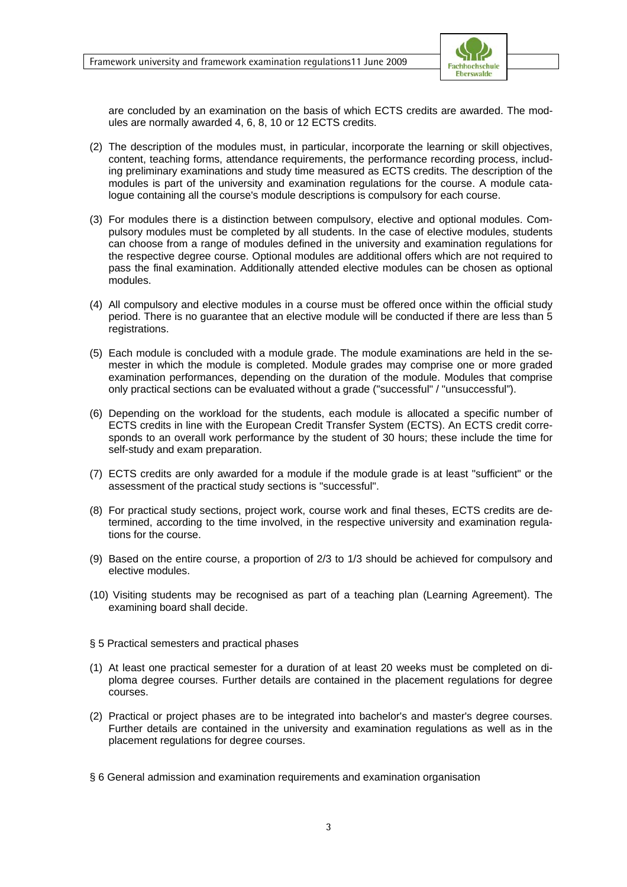are concluded by an examination on the basis of which ECTS credits are awarded. The modules are normally awarded 4, 6, 8, 10 or 12 ECTS credits.

(2) The description of the modules must, in particular, incorporate the learning or skill objectives, content, teaching forms, attendance requirements, the performance recording process, including preliminary examinations and study time measured as ECTS credits. The description of the modules is part of the university and examination regulations for the course. A module catalogue containing all the course's module descriptions is compulsory for each course.

(3) For modules there is a distinction between compulsory, elective and optional modules. Compulsory modules must be completed by all students. In the case of elective modules, students can choose from a range of modules defined in the university and examination regulations for the respective degree course. Optional modules are additional offers which are not required to pass the final examination. Additionally attended elective modules can be chosen as optional modules.

(4) All compulsory and elective modules in a course must be offered once within the official study period. There is no guarantee that an elective module will be conducted if there are less than 5 registrations.

(5) Each module is concluded with a module grade. The module examinations are held in the semester in which the module is completed. Module grades may comprise one or more graded examination performances, depending on the duration of the module. Modules that comprise only practical sections can be evaluated without a grade ("successful" / "unsuccessful").

(6) Depending on the workload for the students, each module is allocated a specific number of ECTS credits in line with the European Credit Transfer System (ECTS). An ECTS credit corresponds to an overall work performance by the student of 30 hours; these include the time for self-study and exam preparation.

(7) ECTS credits are only awarded for a module if the module grade is at least "sufficient" or the assessment of the practical study sections is "successful".

(8) For practical study sections, project work, course work and final theses, ECTS credits are determined, according to the time involved, in the respective university and examination regulations for the course.

(9) Based on the entire course, a proportion of 2/3 to 1/3 should be achieved for compulsory and elective modules.

(10) Visiting students may be recognised as part of a teaching plan (Learning Agreement). The examining board shall decide.

## § 5 Practical semesters and practical phases

(1) At least one practical semester for a duration of at least 20 weeks must be completed on diploma degree courses. Further details are contained in the placement regulations for degree courses.

(2) Practical or project phases are to be integrated into bachelor's and master's degree courses. Further details are contained in the university and examination regulations as well as in the placement regulations for degree courses.

## § 6 General admission and examination requirements and examination organisation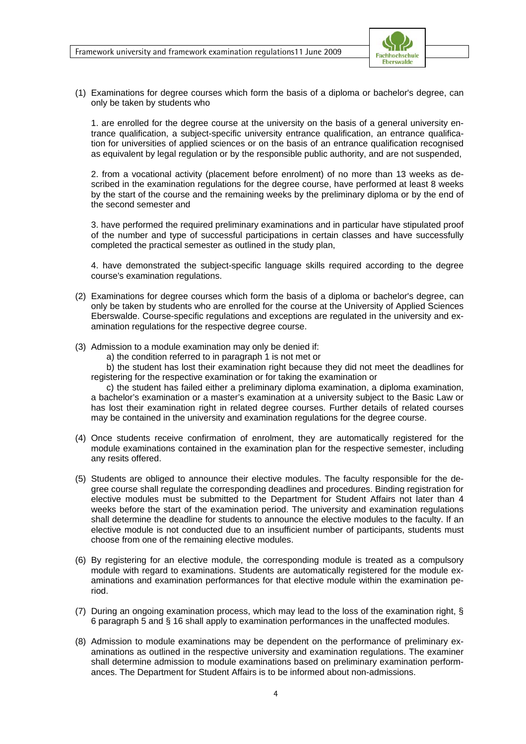(1) Examinations for degree courses which form the basis of a diploma or bachelor's degree, can only be taken by students who

1. are enrolled for the degree course at the university on the basis of a general university entrance qualification, a subject-specific university entrance qualification, an entrance qualification for universities of applied sciences or on the basis of an entrance qualification recognised as equivalent by legal regulation or by the responsible public authority, and are not suspended,

2. from a vocational activity (placement before enrolment) of no more than 13 weeks as described in the examination regulations for the degree course, have performed at least 8 weeks by the start of the course and the remaining weeks by the preliminary diploma or by the end of the second semester and

3. have performed the required preliminary examinations and in particular have stipulated proof of the number and type of successful participations in certain classes and have successfully completed the practical semester as outlined in the study plan,

4. have demonstrated the subject-specific language skills required according to the degree course's examination regulations.

(2) Examinations for degree courses which form the basis of a diploma or bachelor's degree, can only be taken by students who are enrolled for the course at the University of Applied Sciences Eberswalde. Course-specific regulations and exceptions are regulated in the university and examination regulations for the respective degree course.

(3) Admission to a module examination may only be denied if:

a) the condition referred to in paragraph 1 is not met or

b) the student has lost their examination right because they did not meet the deadlines for registering for the respective examination or for taking the examination or

c) the student has failed either a preliminary diploma examination, a diploma examination, a bachelor's examination or a master's examination at a university subject to the Basic Law or has lost their examination right in related degree courses. Further details of related courses may be contained in the university and examination regulations for the degree course.

(4) Once students receive confirmation of enrolment, they are automatically registered for the module examinations contained in the examination plan for the respective semester, including any resits offered.

(5) Students are obliged to announce their elective modules. The faculty responsible for the degree course shall regulate the corresponding deadlines and procedures. Binding registration for elective modules must be submitted to the Department for Student Affairs not later than 4 weeks before the start of the examination period. The university and examination regulations shall determine the deadline for students to announce the elective modules to the faculty. If an elective module is not conducted due to an insufficient number of participants, students must choose from one of the remaining elective modules.

(6) By registering for an elective module, the corresponding module is treated as a compulsory module with regard to examinations. Students are automatically registered for the module examinations and examination performances for that elective module within the examination period.

(7) During an ongoing examination process, which may lead to the loss of the examination right, § 6 paragraph 5 and § 16 shall apply to examination performances in the unaffected modules.

(8) Admission to module examinations may be dependent on the performance of preliminary examinations as outlined in the respective university and examination regulations. The examiner shall determine admission to module examinations based on preliminary examination performances. The Department for Student Affairs is to be informed about non-admissions.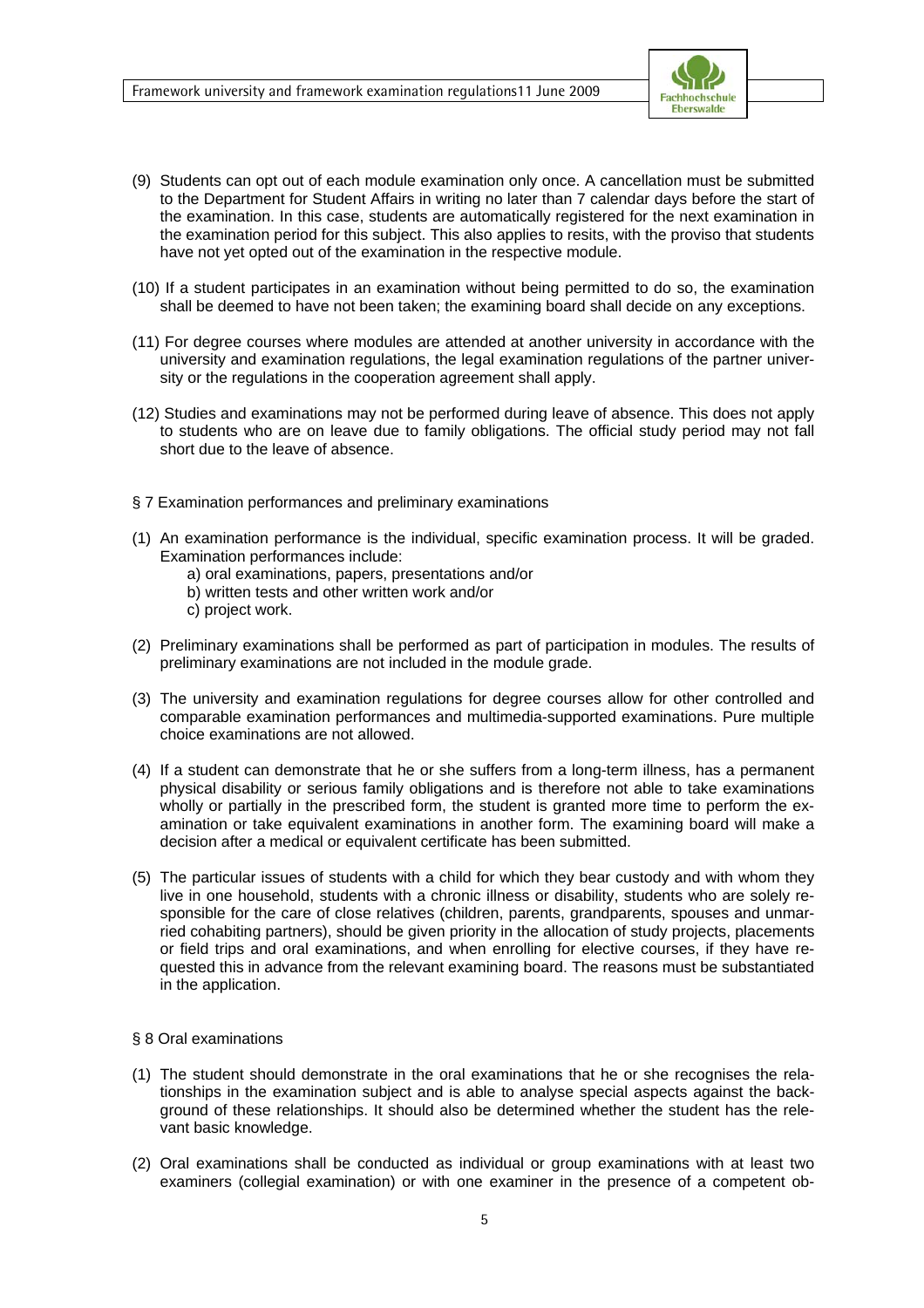(9) Students can opt out of each module examination only once. A cancellation must be submitted to the Department for Student Affairs in writing no later than 7 calendar days before the start of the examination. In this case, students are automatically registered for the next examination in the examination period for this subject. This also applies to resits, with the proviso that students have not yet opted out of the examination in the respective module.

(10) If a student participates in an examination without being permitted to do so, the examination shall be deemed to have not been taken; the examining board shall decide on any exceptions.

(11) For degree courses where modules are attended at another university in accordance with the university and examination regulations, the legal examination regulations of the partner university or the regulations in the cooperation agreement shall apply.

(12) Studies and examinations may not be performed during leave of absence. This does not apply to students who are on leave due to family obligations. The official study period may not fall short due to the leave of absence.

## § 7 Examination performances and preliminary examinations

(1) An examination performance is the individual, specific examination process. It will be graded. Examination performances include:
   a) oral examinations, papers, presentations and/or
   b) written tests and other written work and/or
   c) project work.

(2) Preliminary examinations shall be performed as part of participation in modules. The results of preliminary examinations are not included in the module grade.

(3) The university and examination regulations for degree courses allow for other controlled and comparable examination performances and multimedia-supported examinations. Pure multiple choice examinations are not allowed.

(4) If a student can demonstrate that he or she suffers from a long-term illness, has a permanent physical disability or serious family obligations and is therefore not able to take examinations wholly or partially in the prescribed form, the student is granted more time to perform the examination or take equivalent examinations in another form. The examining board will make a decision after a medical or equivalent certificate has been submitted.

(5) The particular issues of students with a child for which they bear custody and with whom they live in one household, students with a chronic illness or disability, students who are solely responsible for the care of close relatives (children, parents, grandparents, spouses and unmarried cohabiting partners), should be given priority in the allocation of study projects, placements or field trips and oral examinations, and when enrolling for elective courses, if they have requested this in advance from the relevant examining board. The reasons must be substantiated in the application.

## § 8 Oral examinations

(1) The student should demonstrate in the oral examinations that he or she recognises the relationships in the examination subject and is able to analyse special aspects against the background of these relationships. It should also be determined whether the student has the relevant basic knowledge.

(2) Oral examinations shall be conducted as individual or group examinations with at least two examiners (collegial examination) or with one examiner in the presence of a competent ob-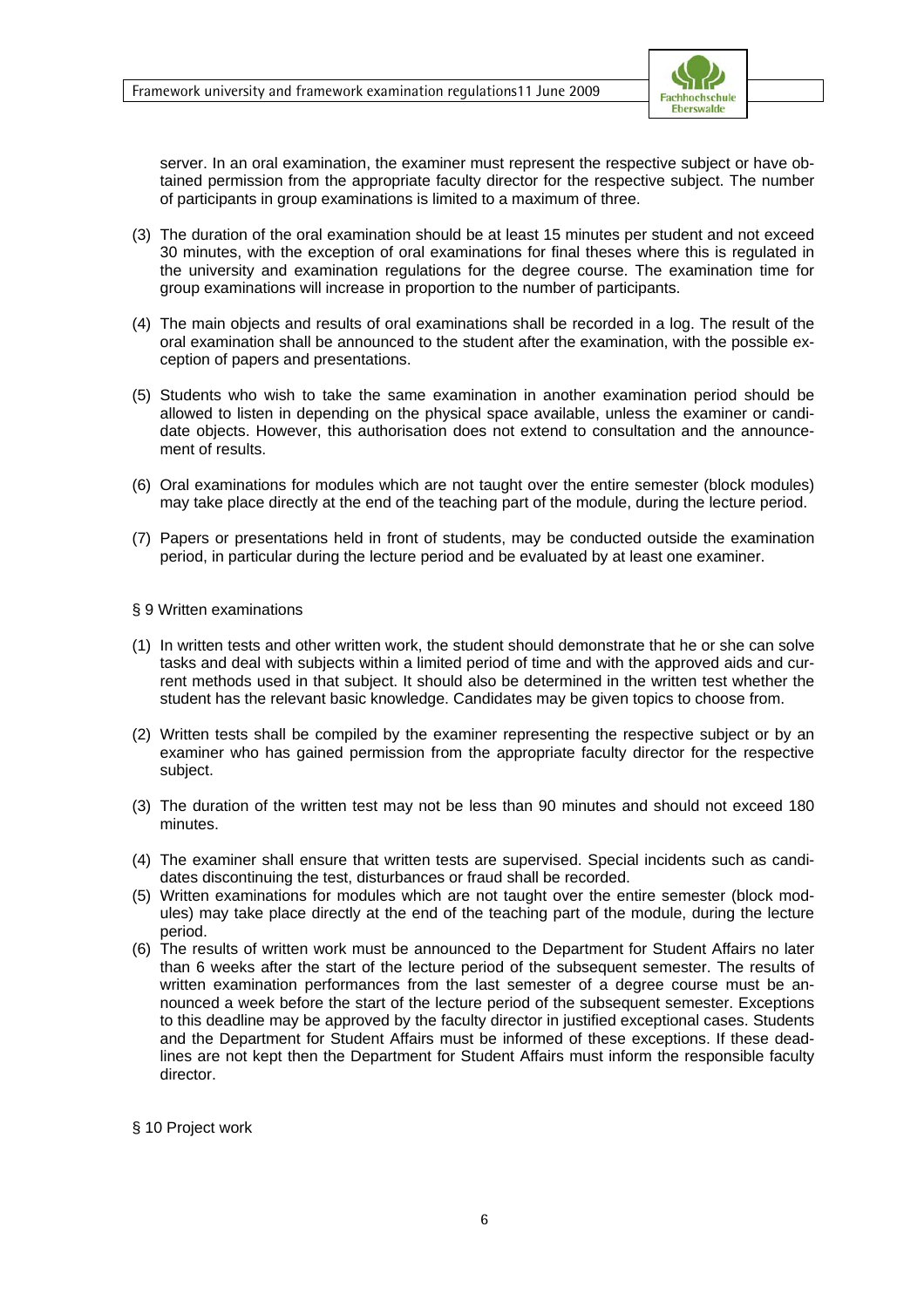server. In an oral examination, the examiner must represent the respective subject or have obtained permission from the appropriate faculty director for the respective subject. The number of participants in group examinations is limited to a maximum of three.

(3) The duration of the oral examination should be at least 15 minutes per student and not exceed 30 minutes, with the exception of oral examinations for final theses where this is regulated in the university and examination regulations for the degree course. The examination time for group examinations will increase in proportion to the number of participants.

(4) The main objects and results of oral examinations shall be recorded in a log. The result of the oral examination shall be announced to the student after the examination, with the possible exception of papers and presentations.

(5) Students who wish to take the same examination in another examination period should be allowed to listen in depending on the physical space available, unless the examiner or candidate objects. However, this authorisation does not extend to consultation and the announcement of results.

(6) Oral examinations for modules which are not taught over the entire semester (block modules) may take place directly at the end of the teaching part of the module, during the lecture period.

(7) Papers or presentations held in front of students, may be conducted outside the examination period, in particular during the lecture period and be evaluated by at least one examiner.

## § 9 Written examinations

(1) In written tests and other written work, the student should demonstrate that he or she can solve tasks and deal with subjects within a limited period of time and with the approved aids and current methods used in that subject. It should also be determined in the written test whether the student has the relevant basic knowledge. Candidates may be given topics to choose from.

(2) Written tests shall be compiled by the examiner representing the respective subject or by an examiner who has gained permission from the appropriate faculty director for the respective subject.

(3) The duration of the written test may not be less than 90 minutes and should not exceed 180 minutes.

(4) The examiner shall ensure that written tests are supervised. Special incidents such as candidates discontinuing the test, disturbances or fraud shall be recorded.

(5) Written examinations for modules which are not taught over the entire semester (block modules) may take place directly at the end of the teaching part of the module, during the lecture period.

(6) The results of written work must be announced to the Department for Student Affairs no later than 6 weeks after the start of the lecture period of the subsequent semester. The results of written examination performances from the last semester of a degree course must be announced a week before the start of the lecture period of the subsequent semester. Exceptions to this deadline may be approved by the faculty director in justified exceptional cases. Students and the Department for Student Affairs must be informed of these exceptions. If these deadlines are not kept then the Department for Student Affairs must inform the responsible faculty director.

## § 10 Project work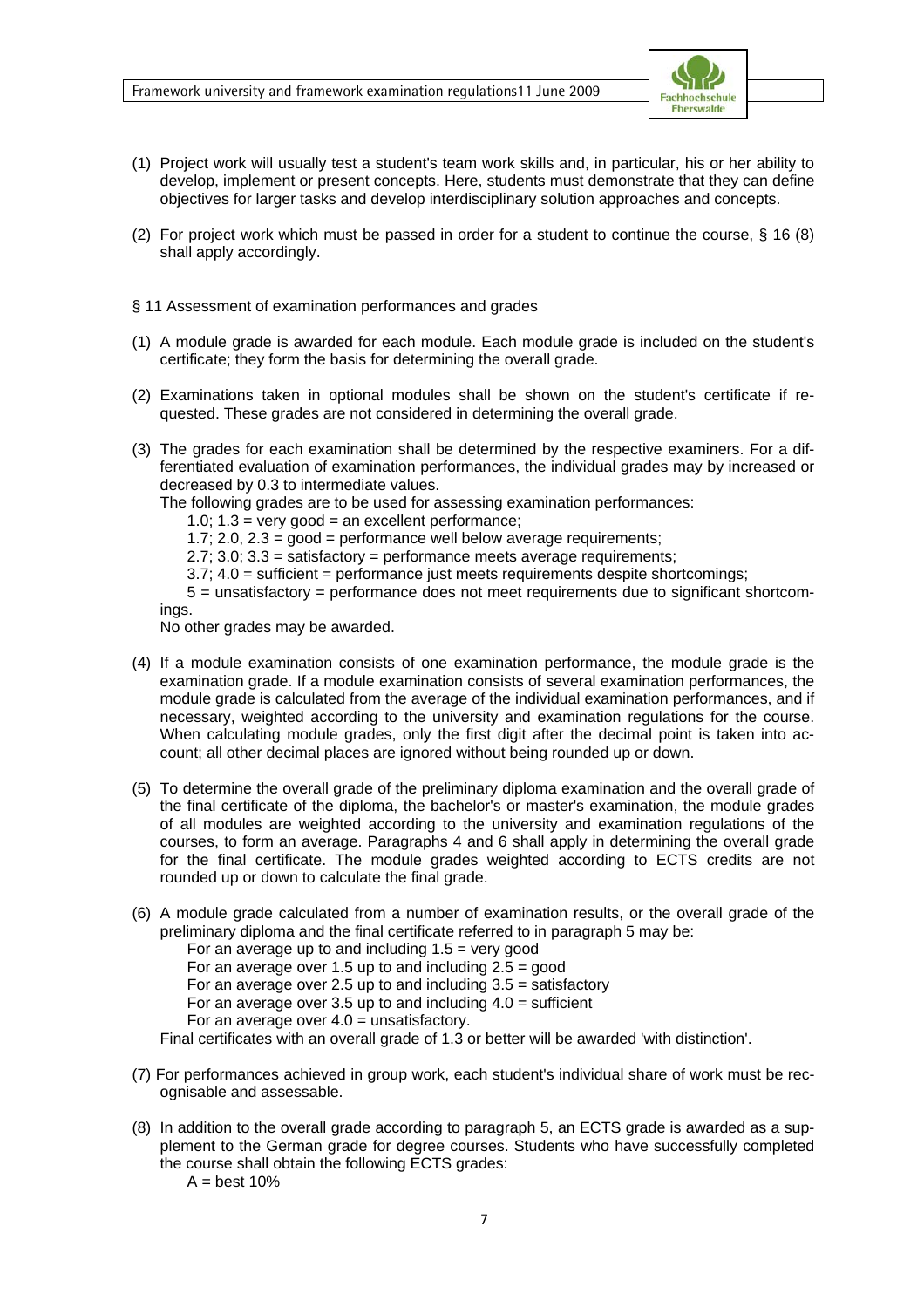(1) Project work will usually test a student's team work skills and, in particular, his or her ability to develop, implement or present concepts. Here, students must demonstrate that they can define objectives for larger tasks and develop interdisciplinary solution approaches and concepts.

(2) For project work which must be passed in order for a student to continue the course, § 16 (8) shall apply accordingly.

## § 11 Assessment of examination performances and grades

(1) A module grade is awarded for each module. Each module grade is included on the student's certificate; they form the basis for determining the overall grade.

(2) Examinations taken in optional modules shall be shown on the student's certificate if requested. These grades are not considered in determining the overall grade.

(3) The grades for each examination shall be determined by the respective examiners. For a differentiated evaluation of examination performances, the individual grades may by increased or decreased by 0.3 to intermediate values.
The following grades are to be used for assessing examination performances:
1.0; 1.3 = very good = an excellent performance;
1.7; 2.0, 2.3 = good = performance well below average requirements;
2.7; 3.0; 3.3 = satisfactory = performance meets average requirements;
3.7; 4.0 = sufficient = performance just meets requirements despite shortcomings;
5 = unsatisfactory = performance does not meet requirements due to significant shortcomings.
No other grades may be awarded.

(4) If a module examination consists of one examination performance, the module grade is the examination grade. If a module examination consists of several examination performances, the module grade is calculated from the average of the individual examination performances, and if necessary, weighted according to the university and examination regulations for the course. When calculating module grades, only the first digit after the decimal point is taken into account; all other decimal places are ignored without being rounded up or down.

(5) To determine the overall grade of the preliminary diploma examination and the overall grade of the final certificate of the diploma, the bachelor's or master's examination, the module grades of all modules are weighted according to the university and examination regulations of the courses, to form an average. Paragraphs 4 and 6 shall apply in determining the overall grade for the final certificate. The module grades weighted according to ECTS credits are not rounded up or down to calculate the final grade.

(6) A module grade calculated from a number of examination results, or the overall grade of the preliminary diploma and the final certificate referred to in paragraph 5 may be:
For an average up to and including 1.5 = very good
For an average over 1.5 up to and including 2.5 = good
For an average over 2.5 up to and including 3.5 = satisfactory
For an average over 3.5 up to and including 4.0 = sufficient
For an average over 4.0 = unsatisfactory.
Final certificates with an overall grade of 1.3 or better will be awarded 'with distinction'.

(7) For performances achieved in group work, each student's individual share of work must be recognisable and assessable.

(8) In addition to the overall grade according to paragraph 5, an ECTS grade is awarded as a supplement to the German grade for degree courses. Students who have successfully completed the course shall obtain the following ECTS grades:
A = best 10%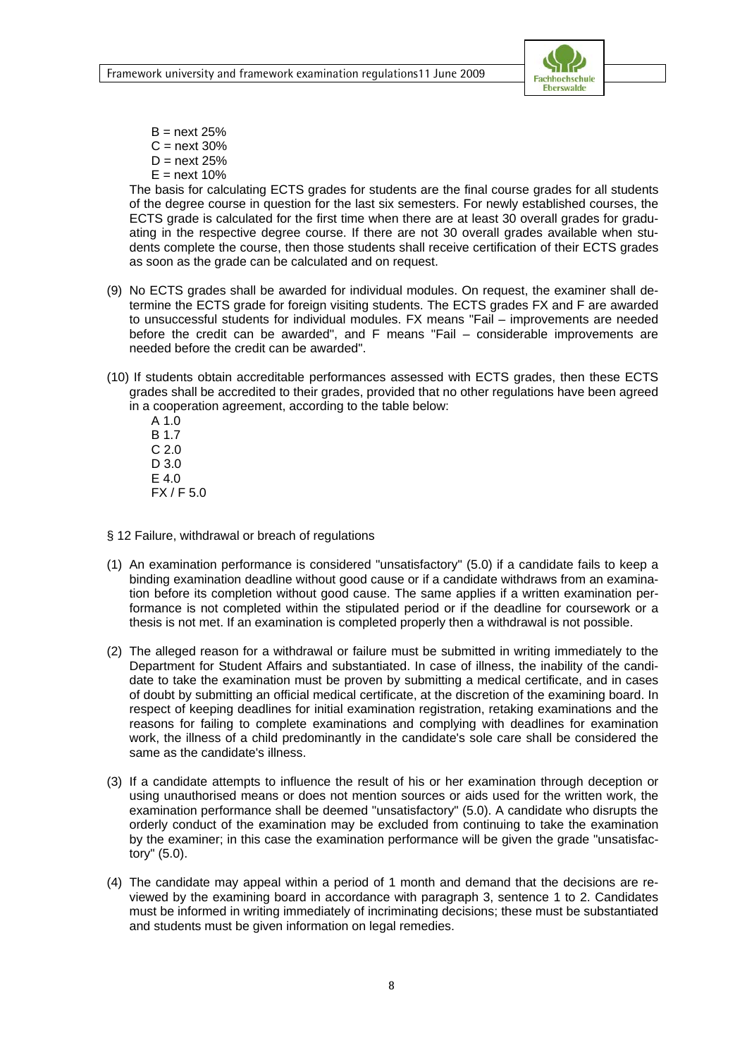B = next 25%
C = next 30%
D = next 25%
E = next 10%

The basis for calculating ECTS grades for students are the final course grades for all students of the degree course in question for the last six semesters. For newly established courses, the ECTS grade is calculated for the first time when there are at least 30 overall grades for graduating in the respective degree course. If there are not 30 overall grades available when students complete the course, then those students shall receive certification of their ECTS grades as soon as the grade can be calculated and on request.

(9) No ECTS grades shall be awarded for individual modules. On request, the examiner shall determine the ECTS grade for foreign visiting students. The ECTS grades FX and F are awarded to unsuccessful students for individual modules. FX means "Fail – improvements are needed before the credit can be awarded", and F means "Fail – considerable improvements are needed before the credit can be awarded".

(10) If students obtain accreditable performances assessed with ECTS grades, then these ECTS grades shall be accredited to their grades, provided that no other regulations have been agreed in a cooperation agreement, according to the table below:

A 1.0
B 1.7
C 2.0
D 3.0
E 4.0
FX / F 5.0

## § 12 Failure, withdrawal or breach of regulations

(1) An examination performance is considered "unsatisfactory" (5.0) if a candidate fails to keep a binding examination deadline without good cause or if a candidate withdraws from an examination before its completion without good cause. The same applies if a written examination performance is not completed within the stipulated period or if the deadline for coursework or a thesis is not met. If an examination is completed properly then a withdrawal is not possible.

(2) The alleged reason for a withdrawal or failure must be submitted in writing immediately to the Department for Student Affairs and substantiated. In case of illness, the inability of the candidate to take the examination must be proven by submitting a medical certificate, and in cases of doubt by submitting an official medical certificate, at the discretion of the examining board. In respect of keeping deadlines for initial examination registration, retaking examinations and the reasons for failing to complete examinations and complying with deadlines for examination work, the illness of a child predominantly in the candidate's sole care shall be considered the same as the candidate's illness.

(3) If a candidate attempts to influence the result of his or her examination through deception or using unauthorised means or does not mention sources or aids used for the written work, the examination performance shall be deemed "unsatisfactory" (5.0). A candidate who disrupts the orderly conduct of the examination may be excluded from continuing to take the examination by the examiner; in this case the examination performance will be given the grade "unsatisfactory" (5.0).

(4) The candidate may appeal within a period of 1 month and demand that the decisions are reviewed by the examining board in accordance with paragraph 3, sentence 1 to 2. Candidates must be informed in writing immediately of incriminating decisions; these must be substantiated and students must be given information on legal remedies.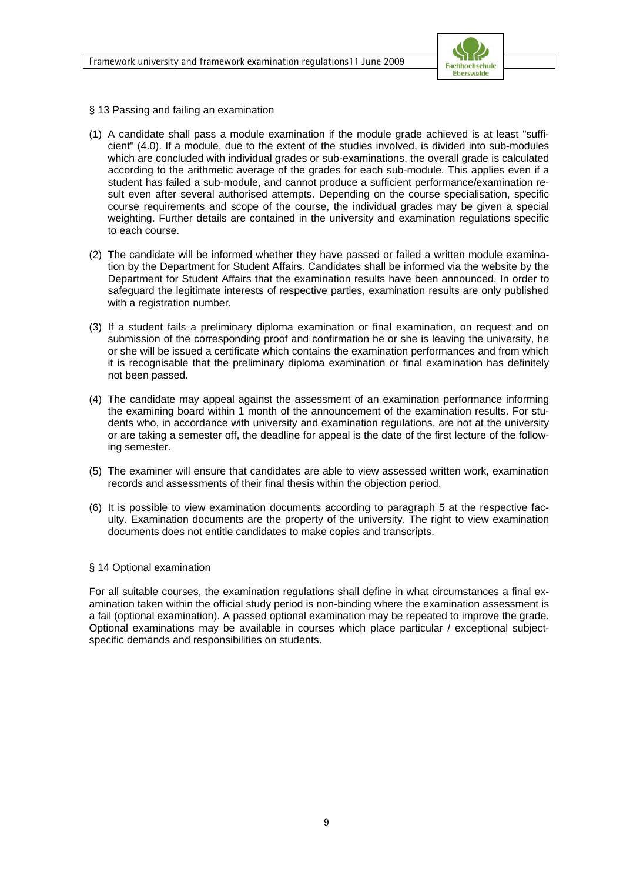## § 13 Passing and failing an examination

(1) A candidate shall pass a module examination if the module grade achieved is at least "sufficient" (4.0). If a module, due to the extent of the studies involved, is divided into sub-modules which are concluded with individual grades or sub-examinations, the overall grade is calculated according to the arithmetic average of the grades for each sub-module. This applies even if a student has failed a sub-module, and cannot produce a sufficient performance/examination result even after several authorised attempts. Depending on the course specialisation, specific course requirements and scope of the course, the individual grades may be given a special weighting. Further details are contained in the university and examination regulations specific to each course.

(2) The candidate will be informed whether they have passed or failed a written module examination by the Department for Student Affairs. Candidates shall be informed via the website by the Department for Student Affairs that the examination results have been announced. In order to safeguard the legitimate interests of respective parties, examination results are only published with a registration number.

(3) If a student fails a preliminary diploma examination or final examination, on request and on submission of the corresponding proof and confirmation he or she is leaving the university, he or she will be issued a certificate which contains the examination performances and from which it is recognisable that the preliminary diploma examination or final examination has definitely not been passed.

(4) The candidate may appeal against the assessment of an examination performance informing the examining board within 1 month of the announcement of the examination results. For students who, in accordance with university and examination regulations, are not at the university or are taking a semester off, the deadline for appeal is the date of the first lecture of the following semester.

(5) The examiner will ensure that candidates are able to view assessed written work, examination records and assessments of their final thesis within the objection period.

(6) It is possible to view examination documents according to paragraph 5 at the respective faculty. Examination documents are the property of the university. The right to view examination documents does not entitle candidates to make copies and transcripts.

## § 14 Optional examination

For all suitable courses, the examination regulations shall define in what circumstances a final examination taken within the official study period is non-binding where the examination assessment is a fail (optional examination). A passed optional examination may be repeated to improve the grade. Optional examinations may be available in courses which place particular / exceptional subject-specific demands and responsibilities on students.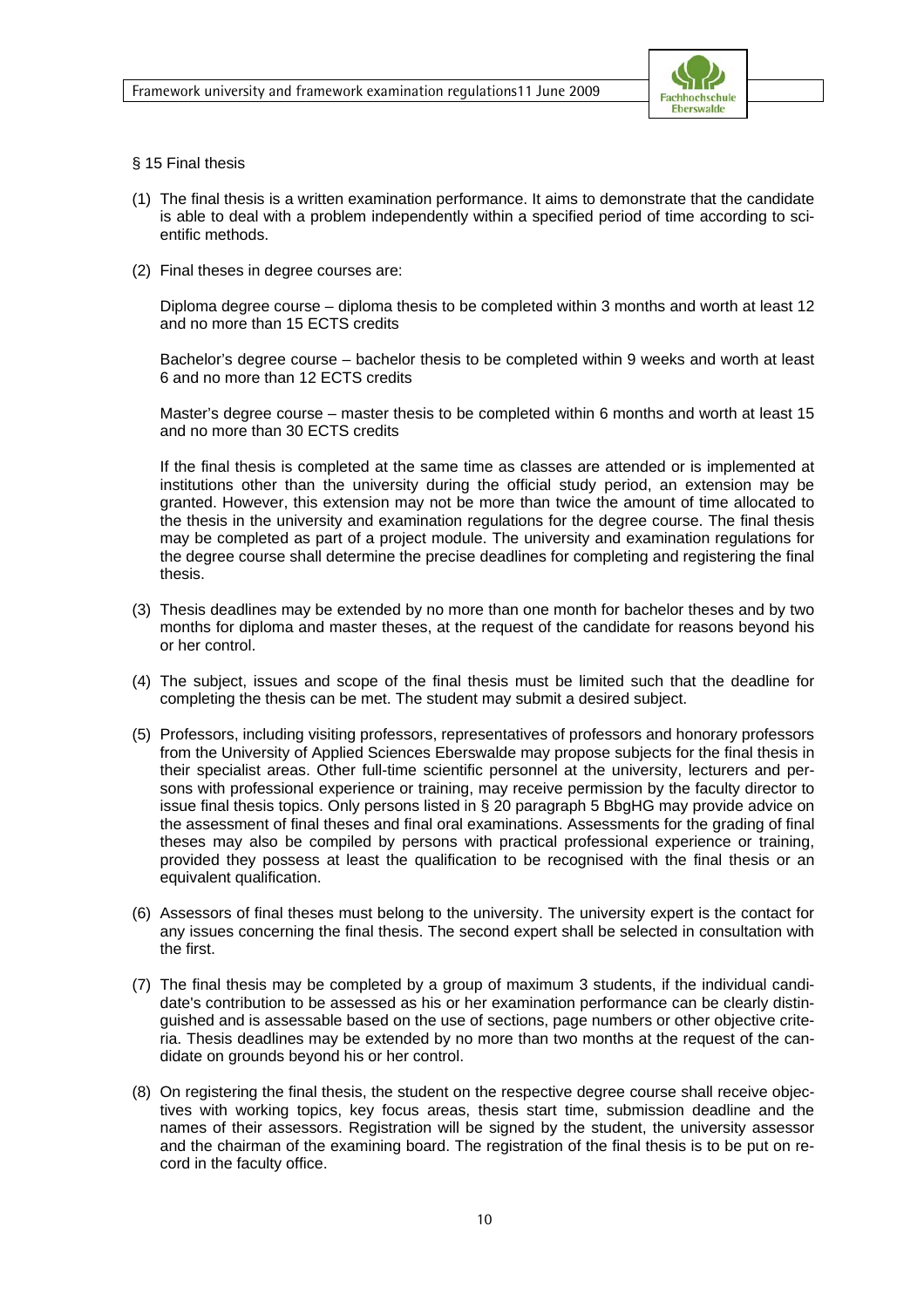§ 15 Final thesis

(1) The final thesis is a written examination performance. It aims to demonstrate that the candidate is able to deal with a problem independently within a specified period of time according to scientific methods.

(2) Final theses in degree courses are:

Diploma degree course – diploma thesis to be completed within 3 months and worth at least 12 and no more than 15 ECTS credits

Bachelor's degree course – bachelor thesis to be completed within 9 weeks and worth at least 6 and no more than 12 ECTS credits

Master's degree course – master thesis to be completed within 6 months and worth at least 15 and no more than 30 ECTS credits

If the final thesis is completed at the same time as classes are attended or is implemented at institutions other than the university during the official study period, an extension may be granted. However, this extension may not be more than twice the amount of time allocated to the thesis in the university and examination regulations for the degree course. The final thesis may be completed as part of a project module. The university and examination regulations for the degree course shall determine the precise deadlines for completing and registering the final thesis.

(3) Thesis deadlines may be extended by no more than one month for bachelor theses and by two months for diploma and master theses, at the request of the candidate for reasons beyond his or her control.

(4) The subject, issues and scope of the final thesis must be limited such that the deadline for completing the thesis can be met. The student may submit a desired subject.

(5) Professors, including visiting professors, representatives of professors and honorary professors from the University of Applied Sciences Eberswalde may propose subjects for the final thesis in their specialist areas. Other full-time scientific personnel at the university, lecturers and persons with professional experience or training, may receive permission by the faculty director to issue final thesis topics. Only persons listed in § 20 paragraph 5 BbgHG may provide advice on the assessment of final theses and final oral examinations. Assessments for the grading of final theses may also be compiled by persons with practical professional experience or training, provided they possess at least the qualification to be recognised with the final thesis or an equivalent qualification.

(6) Assessors of final theses must belong to the university. The university expert is the contact for any issues concerning the final thesis. The second expert shall be selected in consultation with the first.

(7) The final thesis may be completed by a group of maximum 3 students, if the individual candidate's contribution to be assessed as his or her examination performance can be clearly distinguished and is assessable based on the use of sections, page numbers or other objective criteria. Thesis deadlines may be extended by no more than two months at the request of the candidate on grounds beyond his or her control.

(8) On registering the final thesis, the student on the respective degree course shall receive objectives with working topics, key focus areas, thesis start time, submission deadline and the names of their assessors. Registration will be signed by the student, the university assessor and the chairman of the examining board. The registration of the final thesis is to be put on record in the faculty office.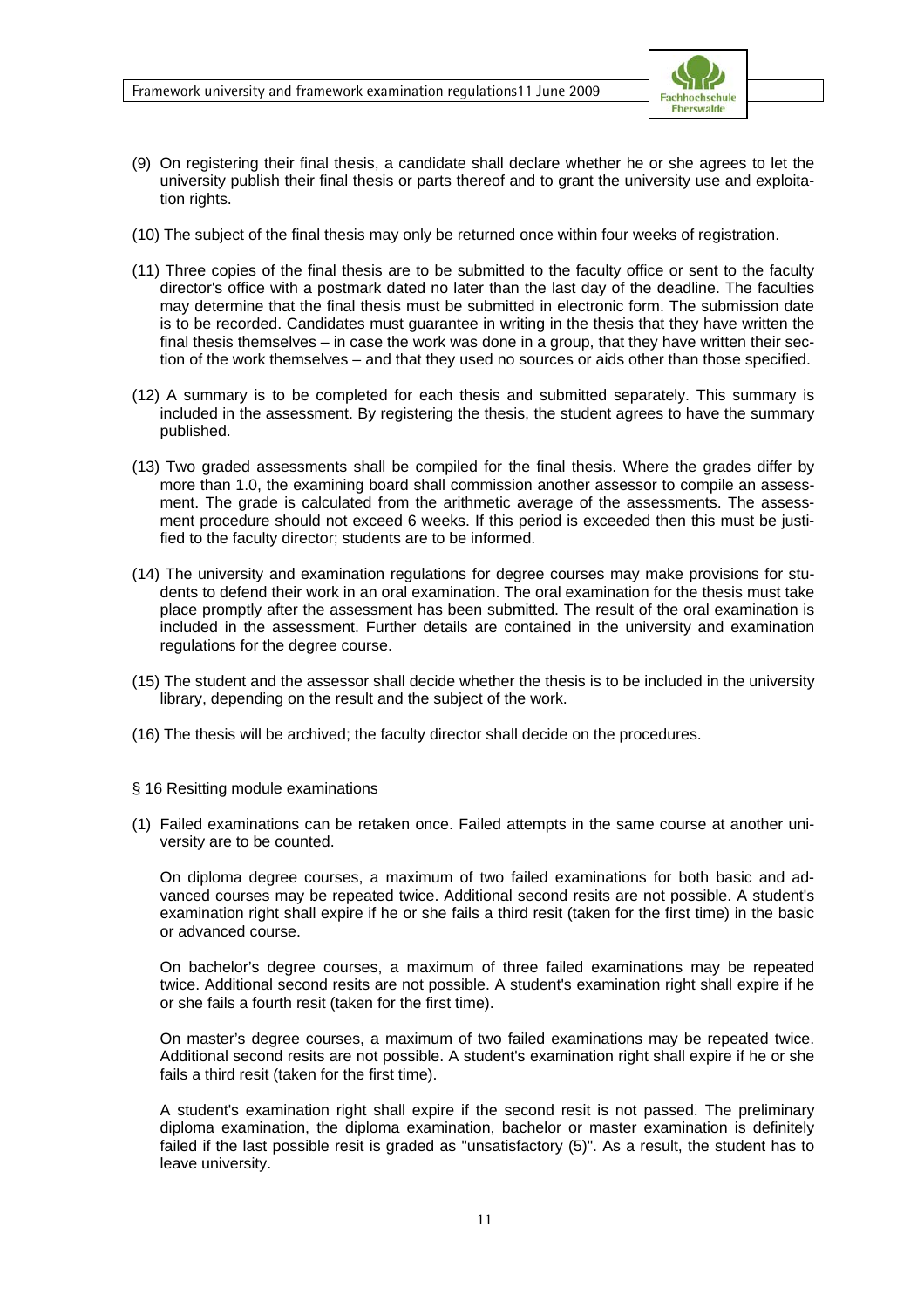(9) On registering their final thesis, a candidate shall declare whether he or she agrees to let the university publish their final thesis or parts thereof and to grant the university use and exploitation rights.

(10) The subject of the final thesis may only be returned once within four weeks of registration.

(11) Three copies of the final thesis are to be submitted to the faculty office or sent to the faculty director's office with a postmark dated no later than the last day of the deadline. The faculties may determine that the final thesis must be submitted in electronic form. The submission date is to be recorded. Candidates must guarantee in writing in the thesis that they have written the final thesis themselves – in case the work was done in a group, that they have written their section of the work themselves – and that they used no sources or aids other than those specified.

(12) A summary is to be completed for each thesis and submitted separately. This summary is included in the assessment. By registering the thesis, the student agrees to have the summary published.

(13) Two graded assessments shall be compiled for the final thesis. Where the grades differ by more than 1.0, the examining board shall commission another assessor to compile an assessment. The grade is calculated from the arithmetic average of the assessments. The assessment procedure should not exceed 6 weeks. If this period is exceeded then this must be justified to the faculty director; students are to be informed.

(14) The university and examination regulations for degree courses may make provisions for students to defend their work in an oral examination. The oral examination for the thesis must take place promptly after the assessment has been submitted. The result of the oral examination is included in the assessment. Further details are contained in the university and examination regulations for the degree course.

(15) The student and the assessor shall decide whether the thesis is to be included in the university library, depending on the result and the subject of the work.

(16) The thesis will be archived; the faculty director shall decide on the procedures.

## § 16 Resitting module examinations

(1) Failed examinations can be retaken once. Failed attempts in the same course at another university are to be counted.

On diploma degree courses, a maximum of two failed examinations for both basic and advanced courses may be repeated twice. Additional second resits are not possible. A student's examination right shall expire if he or she fails a third resit (taken for the first time) in the basic or advanced course.

On bachelor's degree courses, a maximum of three failed examinations may be repeated twice. Additional second resits are not possible. A student's examination right shall expire if he or she fails a fourth resit (taken for the first time).

On master's degree courses, a maximum of two failed examinations may be repeated twice. Additional second resits are not possible. A student's examination right shall expire if he or she fails a third resit (taken for the first time).

A student's examination right shall expire if the second resit is not passed. The preliminary diploma examination, the diploma examination, bachelor or master examination is definitely failed if the last possible resit is graded as "unsatisfactory (5)". As a result, the student has to leave university.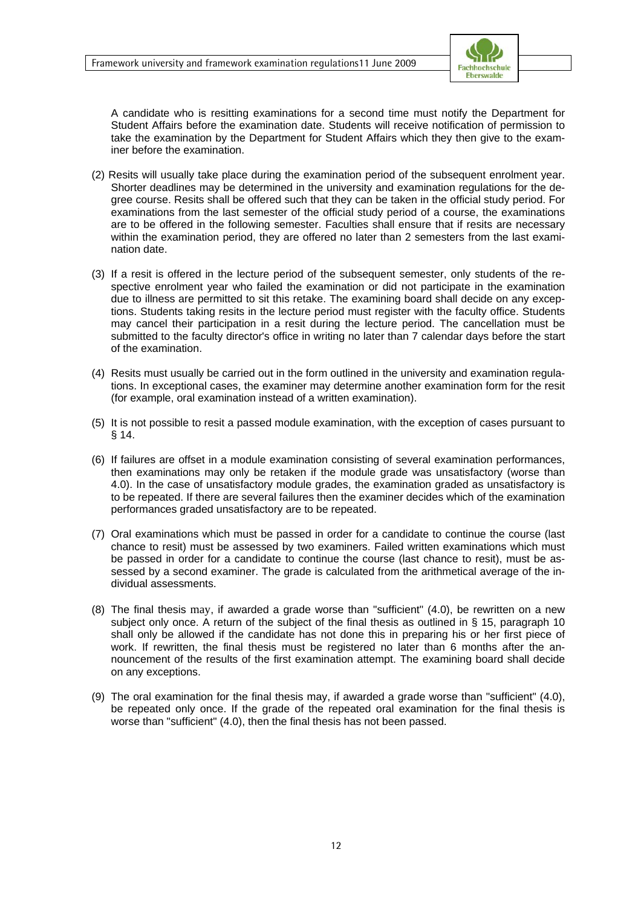A candidate who is resitting examinations for a second time must notify the Department for Student Affairs before the examination date. Students will receive notification of permission to take the examination by the Department for Student Affairs which they then give to the examiner before the examination.

(2) Resits will usually take place during the examination period of the subsequent enrolment year. Shorter deadlines may be determined in the university and examination regulations for the degree course. Resits shall be offered such that they can be taken in the official study period. For examinations from the last semester of the official study period of a course, the examinations are to be offered in the following semester. Faculties shall ensure that if resits are necessary within the examination period, they are offered no later than 2 semesters from the last examination date.

(3) If a resit is offered in the lecture period of the subsequent semester, only students of the respective enrolment year who failed the examination or did not participate in the examination due to illness are permitted to sit this retake. The examining board shall decide on any exceptions. Students taking resits in the lecture period must register with the faculty office. Students may cancel their participation in a resit during the lecture period. The cancellation must be submitted to the faculty director's office in writing no later than 7 calendar days before the start of the examination.

(4) Resits must usually be carried out in the form outlined in the university and examination regulations. In exceptional cases, the examiner may determine another examination form for the resit (for example, oral examination instead of a written examination).

(5) It is not possible to resit a passed module examination, with the exception of cases pursuant to § 14.

(6) If failures are offset in a module examination consisting of several examination performances, then examinations may only be retaken if the module grade was unsatisfactory (worse than 4.0). In the case of unsatisfactory module grades, the examination graded as unsatisfactory is to be repeated. If there are several failures then the examiner decides which of the examination performances graded unsatisfactory are to be repeated.

(7) Oral examinations which must be passed in order for a candidate to continue the course (last chance to resit) must be assessed by two examiners. Failed written examinations which must be passed in order for a candidate to continue the course (last chance to resit), must be assessed by a second examiner. The grade is calculated from the arithmetical average of the individual assessments.

(8) The final thesis may, if awarded a grade worse than "sufficient" (4.0), be rewritten on a new subject only once. A return of the subject of the final thesis as outlined in § 15, paragraph 10 shall only be allowed if the candidate has not done this in preparing his or her first piece of work. If rewritten, the final thesis must be registered no later than 6 months after the announcement of the results of the first examination attempt. The examining board shall decide on any exceptions.

(9) The oral examination for the final thesis may, if awarded a grade worse than "sufficient" (4.0), be repeated only once. If the grade of the repeated oral examination for the final thesis is worse than "sufficient" (4.0), then the final thesis has not been passed.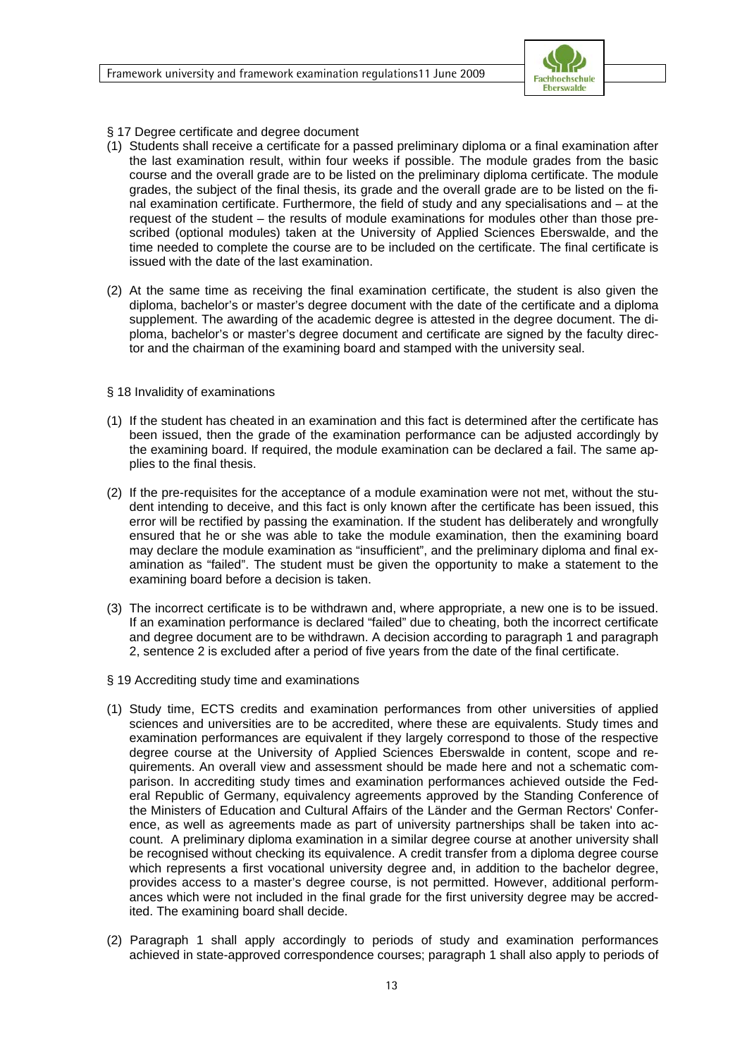## § 17 Degree certificate and degree document

(1) Students shall receive a certificate for a passed preliminary diploma or a final examination after the last examination result, within four weeks if possible. The module grades from the basic course and the overall grade are to be listed on the preliminary diploma certificate. The module grades, the subject of the final thesis, its grade and the overall grade are to be listed on the final examination certificate. Furthermore, the field of study and any specialisations and – at the request of the student – the results of module examinations for modules other than those prescribed (optional modules) taken at the University of Applied Sciences Eberswalde, and the time needed to complete the course are to be included on the certificate. The final certificate is issued with the date of the last examination.

(2) At the same time as receiving the final examination certificate, the student is also given the diploma, bachelor's or master's degree document with the date of the certificate and a diploma supplement. The awarding of the academic degree is attested in the degree document. The diploma, bachelor's or master's degree document and certificate are signed by the faculty director and the chairman of the examining board and stamped with the university seal.

## § 18 Invalidity of examinations

(1) If the student has cheated in an examination and this fact is determined after the certificate has been issued, then the grade of the examination performance can be adjusted accordingly by the examining board. If required, the module examination can be declared a fail. The same applies to the final thesis.

(2) If the pre-requisites for the acceptance of a module examination were not met, without the student intending to deceive, and this fact is only known after the certificate has been issued, this error will be rectified by passing the examination. If the student has deliberately and wrongfully ensured that he or she was able to take the module examination, then the examining board may declare the module examination as "insufficient", and the preliminary diploma and final examination as "failed". The student must be given the opportunity to make a statement to the examining board before a decision is taken.

(3) The incorrect certificate is to be withdrawn and, where appropriate, a new one is to be issued. If an examination performance is declared "failed" due to cheating, both the incorrect certificate and degree document are to be withdrawn. A decision according to paragraph 1 and paragraph 2, sentence 2 is excluded after a period of five years from the date of the final certificate.

## § 19 Accrediting study time and examinations

(1) Study time, ECTS credits and examination performances from other universities of applied sciences and universities are to be accredited, where these are equivalents. Study times and examination performances are equivalent if they largely correspond to those of the respective degree course at the University of Applied Sciences Eberswalde in content, scope and requirements. An overall view and assessment should be made here and not a schematic comparison. In accrediting study times and examination performances achieved outside the Federal Republic of Germany, equivalency agreements approved by the Standing Conference of the Ministers of Education and Cultural Affairs of the Länder and the German Rectors' Conference, as well as agreements made as part of university partnerships shall be taken into account. A preliminary diploma examination in a similar degree course at another university shall be recognised without checking its equivalence. A credit transfer from a diploma degree course which represents a first vocational university degree and, in addition to the bachelor degree, provides access to a master's degree course, is not permitted. However, additional performances which were not included in the final grade for the first university degree may be accredited. The examining board shall decide.

(2) Paragraph 1 shall apply accordingly to periods of study and examination performances achieved in state-approved correspondence courses; paragraph 1 shall also apply to periods of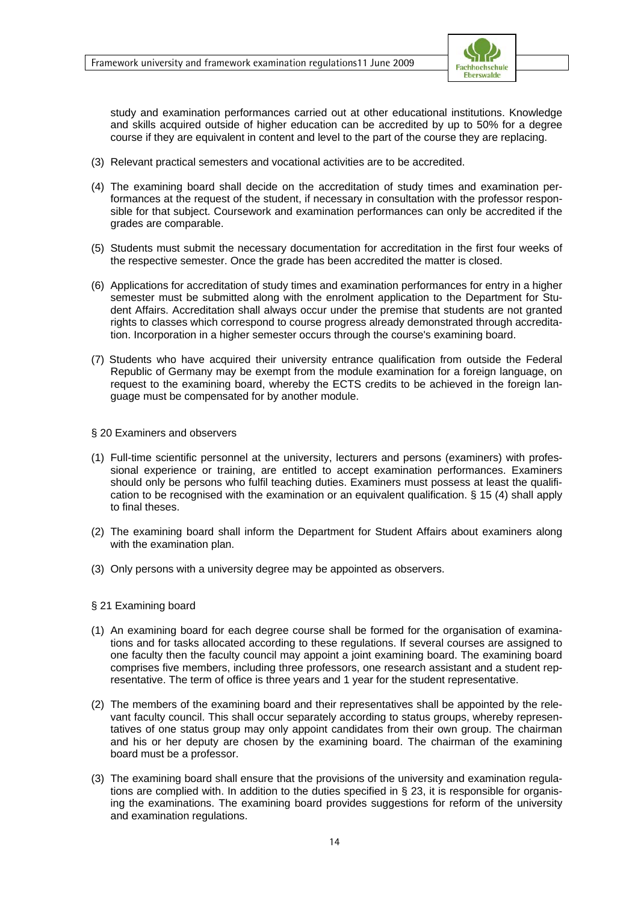study and examination performances carried out at other educational institutions. Knowledge and skills acquired outside of higher education can be accredited by up to 50% for a degree course if they are equivalent in content and level to the part of the course they are replacing.

(3) Relevant practical semesters and vocational activities are to be accredited.

(4) The examining board shall decide on the accreditation of study times and examination performances at the request of the student, if necessary in consultation with the professor responsible for that subject. Coursework and examination performances can only be accredited if the grades are comparable.

(5) Students must submit the necessary documentation for accreditation in the first four weeks of the respective semester. Once the grade has been accredited the matter is closed.

(6) Applications for accreditation of study times and examination performances for entry in a higher semester must be submitted along with the enrolment application to the Department for Student Affairs. Accreditation shall always occur under the premise that students are not granted rights to classes which correspond to course progress already demonstrated through accreditation. Incorporation in a higher semester occurs through the course's examining board.

(7) Students who have acquired their university entrance qualification from outside the Federal Republic of Germany may be exempt from the module examination for a foreign language, on request to the examining board, whereby the ECTS credits to be achieved in the foreign language must be compensated for by another module.

## § 20 Examiners and observers

(1) Full-time scientific personnel at the university, lecturers and persons (examiners) with professional experience or training, are entitled to accept examination performances. Examiners should only be persons who fulfil teaching duties. Examiners must possess at least the qualification to be recognised with the examination or an equivalent qualification. § 15 (4) shall apply to final theses.

(2) The examining board shall inform the Department for Student Affairs about examiners along with the examination plan.

(3) Only persons with a university degree may be appointed as observers.

## § 21 Examining board

(1) An examining board for each degree course shall be formed for the organisation of examinations and for tasks allocated according to these regulations. If several courses are assigned to one faculty then the faculty council may appoint a joint examining board. The examining board comprises five members, including three professors, one research assistant and a student representative. The term of office is three years and 1 year for the student representative.

(2) The members of the examining board and their representatives shall be appointed by the relevant faculty council. This shall occur separately according to status groups, whereby representatives of one status group may only appoint candidates from their own group. The chairman and his or her deputy are chosen by the examining board. The chairman of the examining board must be a professor.

(3) The examining board shall ensure that the provisions of the university and examination regulations are complied with. In addition to the duties specified in § 23, it is responsible for organising the examinations. The examining board provides suggestions for reform of the university and examination regulations.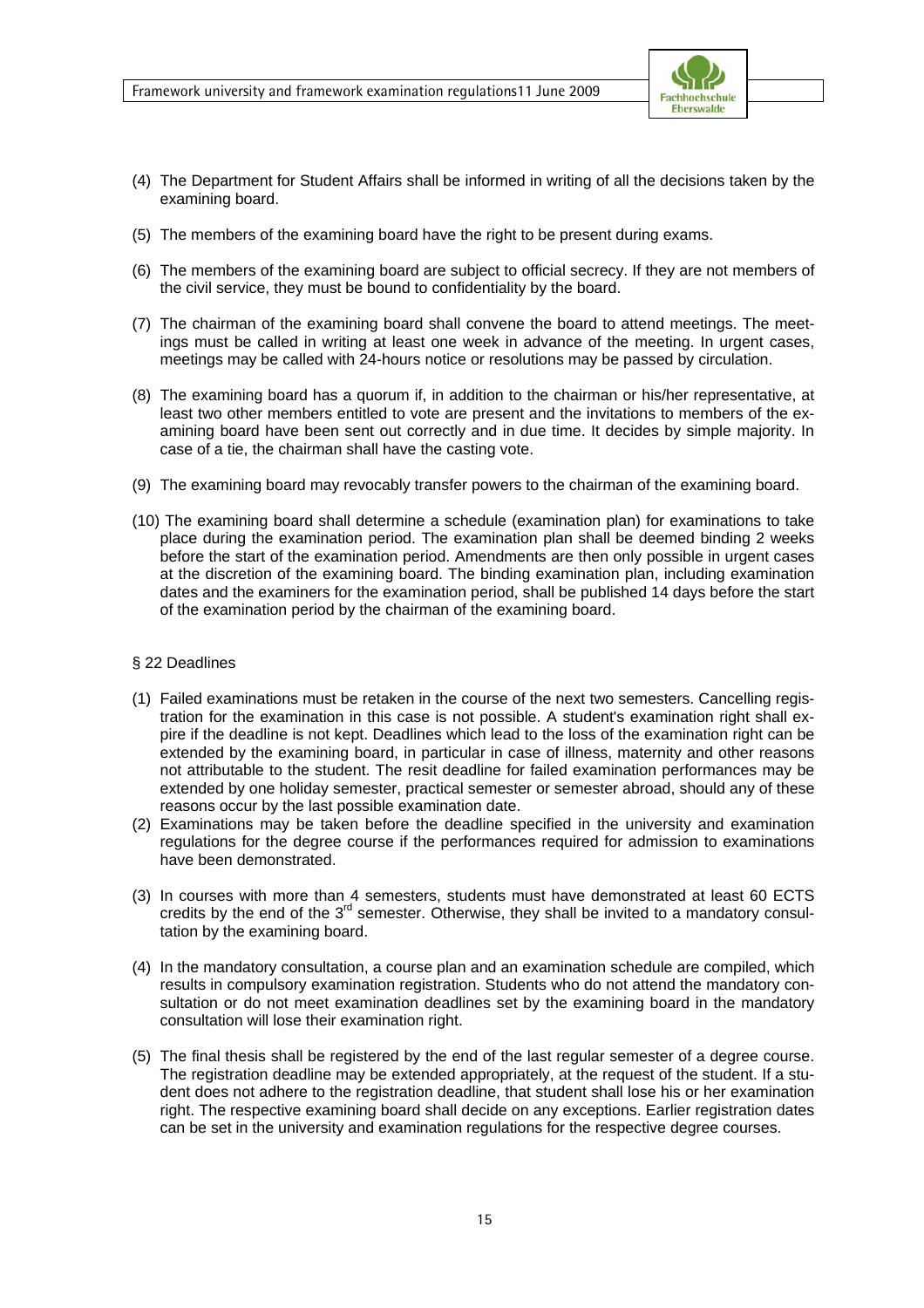(4) The Department for Student Affairs shall be informed in writing of all the decisions taken by the examining board.

(5) The members of the examining board have the right to be present during exams.

(6) The members of the examining board are subject to official secrecy. If they are not members of the civil service, they must be bound to confidentiality by the board.

(7) The chairman of the examining board shall convene the board to attend meetings. The meetings must be called in writing at least one week in advance of the meeting. In urgent cases, meetings may be called with 24-hours notice or resolutions may be passed by circulation.

(8) The examining board has a quorum if, in addition to the chairman or his/her representative, at least two other members entitled to vote are present and the invitations to members of the examining board have been sent out correctly and in due time. It decides by simple majority. In case of a tie, the chairman shall have the casting vote.

(9) The examining board may revocably transfer powers to the chairman of the examining board.

(10) The examining board shall determine a schedule (examination plan) for examinations to take place during the examination period. The examination plan shall be deemed binding 2 weeks before the start of the examination period. Amendments are then only possible in urgent cases at the discretion of the examining board. The binding examination plan, including examination dates and the examiners for the examination period, shall be published 14 days before the start of the examination period by the chairman of the examining board.

## § 22 Deadlines

(1) Failed examinations must be retaken in the course of the next two semesters. Cancelling registration for the examination in this case is not possible. A student's examination right shall expire if the deadline is not kept. Deadlines which lead to the loss of the examination right can be extended by the examining board, in particular in case of illness, maternity and other reasons not attributable to the student. The resit deadline for failed examination performances may be extended by one holiday semester, practical semester or semester abroad, should any of these reasons occur by the last possible examination date.

(2) Examinations may be taken before the deadline specified in the university and examination regulations for the degree course if the performances required for admission to examinations have been demonstrated.

(3) In courses with more than 4 semesters, students must have demonstrated at least 60 ECTS credits by the end of the 3rd semester. Otherwise, they shall be invited to a mandatory consultation by the examining board.

(4) In the mandatory consultation, a course plan and an examination schedule are compiled, which results in compulsory examination registration. Students who do not attend the mandatory consultation or do not meet examination deadlines set by the examining board in the mandatory consultation will lose their examination right.

(5) The final thesis shall be registered by the end of the last regular semester of a degree course. The registration deadline may be extended appropriately, at the request of the student. If a student does not adhere to the registration deadline, that student shall lose his or her examination right. The respective examining board shall decide on any exceptions. Earlier registration dates can be set in the university and examination regulations for the respective degree courses.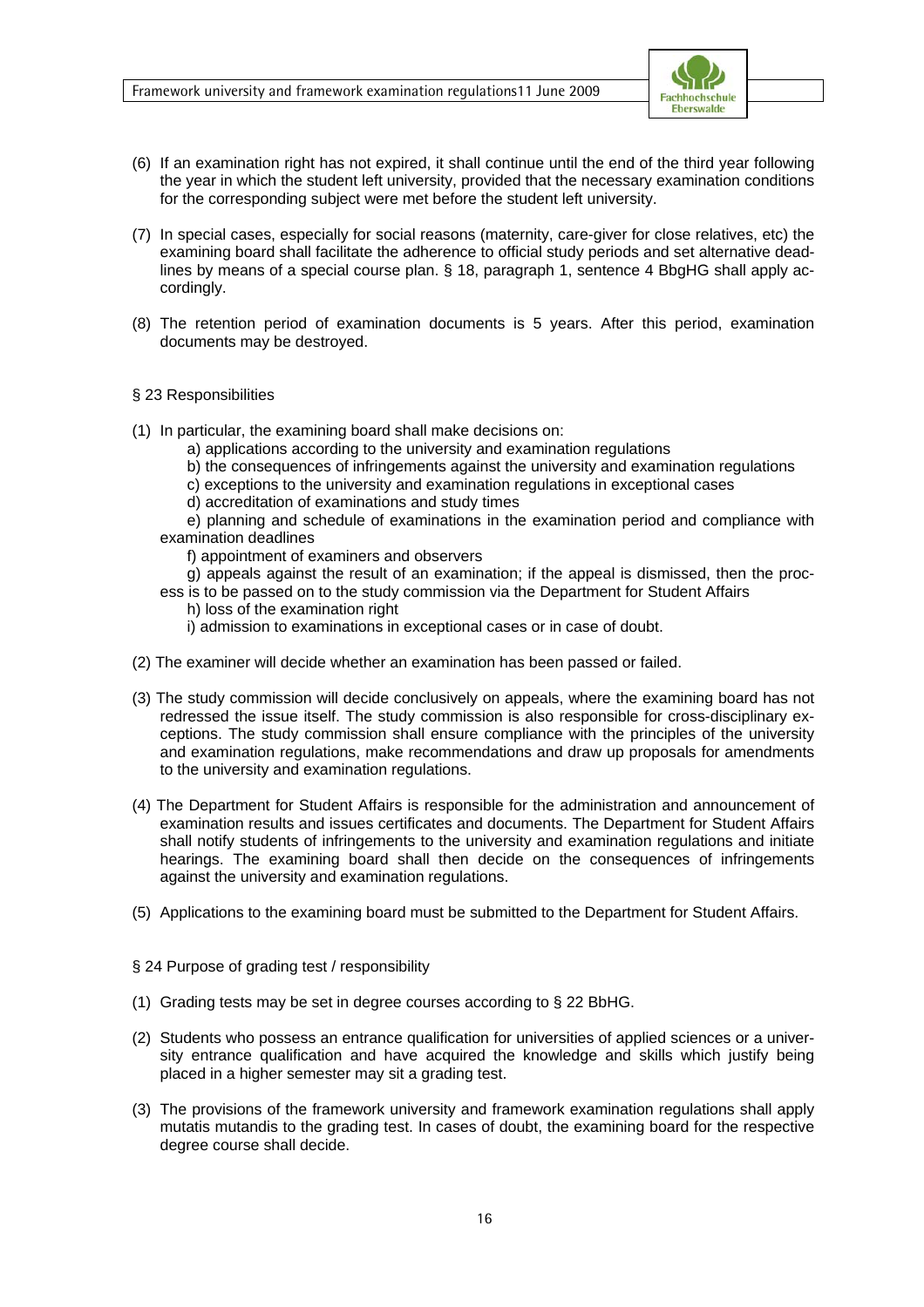(6) If an examination right has not expired, it shall continue until the end of the third year following the year in which the student left university, provided that the necessary examination conditions for the corresponding subject were met before the student left university.

(7) In special cases, especially for social reasons (maternity, care-giver for close relatives, etc) the examining board shall facilitate the adherence to official study periods and set alternative deadlines by means of a special course plan. § 18, paragraph 1, sentence 4 BbgHG shall apply accordingly.

(8) The retention period of examination documents is 5 years. After this period, examination documents may be destroyed.

## § 23 Responsibilities

(1) In particular, the examining board shall make decisions on:

a) applications according to the university and examination regulations

b) the consequences of infringements against the university and examination regulations

c) exceptions to the university and examination regulations in exceptional cases

d) accreditation of examinations and study times

e) planning and schedule of examinations in the examination period and compliance with examination deadlines

f) appointment of examiners and observers

g) appeals against the result of an examination; if the appeal is dismissed, then the process is to be passed on to the study commission via the Department for Student Affairs

h) loss of the examination right

i) admission to examinations in exceptional cases or in case of doubt.

(2) The examiner will decide whether an examination has been passed or failed.

(3) The study commission will decide conclusively on appeals, where the examining board has not redressed the issue itself. The study commission is also responsible for cross-disciplinary exceptions. The study commission shall ensure compliance with the principles of the university and examination regulations, make recommendations and draw up proposals for amendments to the university and examination regulations.

(4) The Department for Student Affairs is responsible for the administration and announcement of examination results and issues certificates and documents. The Department for Student Affairs shall notify students of infringements to the university and examination regulations and initiate hearings. The examining board shall then decide on the consequences of infringements against the university and examination regulations.

(5) Applications to the examining board must be submitted to the Department for Student Affairs.

## § 24 Purpose of grading test / responsibility

(1) Grading tests may be set in degree courses according to § 22 BbHG.

(2) Students who possess an entrance qualification for universities of applied sciences or a university entrance qualification and have acquired the knowledge and skills which justify being placed in a higher semester may sit a grading test.

(3) The provisions of the framework university and framework examination regulations shall apply mutatis mutandis to the grading test. In cases of doubt, the examining board for the respective degree course shall decide.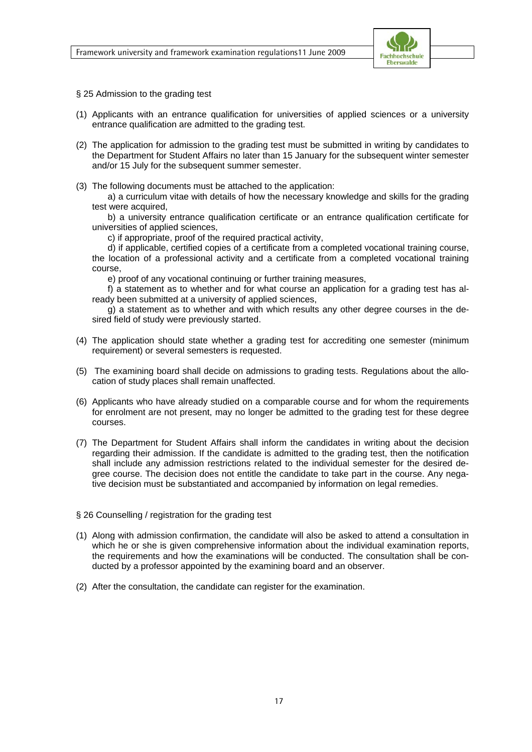## § 25 Admission to the grading test

(1) Applicants with an entrance qualification for universities of applied sciences or a university entrance qualification are admitted to the grading test.

(2) The application for admission to the grading test must be submitted in writing by candidates to the Department for Student Affairs no later than 15 January for the subsequent winter semester and/or 15 July for the subsequent summer semester.

(3) The following documents must be attached to the application:

a) a curriculum vitae with details of how the necessary knowledge and skills for the grading test were acquired,

b) a university entrance qualification certificate or an entrance qualification certificate for universities of applied sciences,

c) if appropriate, proof of the required practical activity,

d) if applicable, certified copies of a certificate from a completed vocational training course, the location of a professional activity and a certificate from a completed vocational training course,

e) proof of any vocational continuing or further training measures,

f) a statement as to whether and for what course an application for a grading test has already been submitted at a university of applied sciences,

g) a statement as to whether and with which results any other degree courses in the desired field of study were previously started.

(4) The application should state whether a grading test for accrediting one semester (minimum requirement) or several semesters is requested.

(5) The examining board shall decide on admissions to grading tests. Regulations about the allocation of study places shall remain unaffected.

(6) Applicants who have already studied on a comparable course and for whom the requirements for enrolment are not present, may no longer be admitted to the grading test for these degree courses.

(7) The Department for Student Affairs shall inform the candidates in writing about the decision regarding their admission. If the candidate is admitted to the grading test, then the notification shall include any admission restrictions related to the individual semester for the desired degree course. The decision does not entitle the candidate to take part in the course. Any negative decision must be substantiated and accompanied by information on legal remedies.

## § 26 Counselling / registration for the grading test

(1) Along with admission confirmation, the candidate will also be asked to attend a consultation in which he or she is given comprehensive information about the individual examination reports, the requirements and how the examinations will be conducted. The consultation shall be conducted by a professor appointed by the examining board and an observer.

(2) After the consultation, the candidate can register for the examination.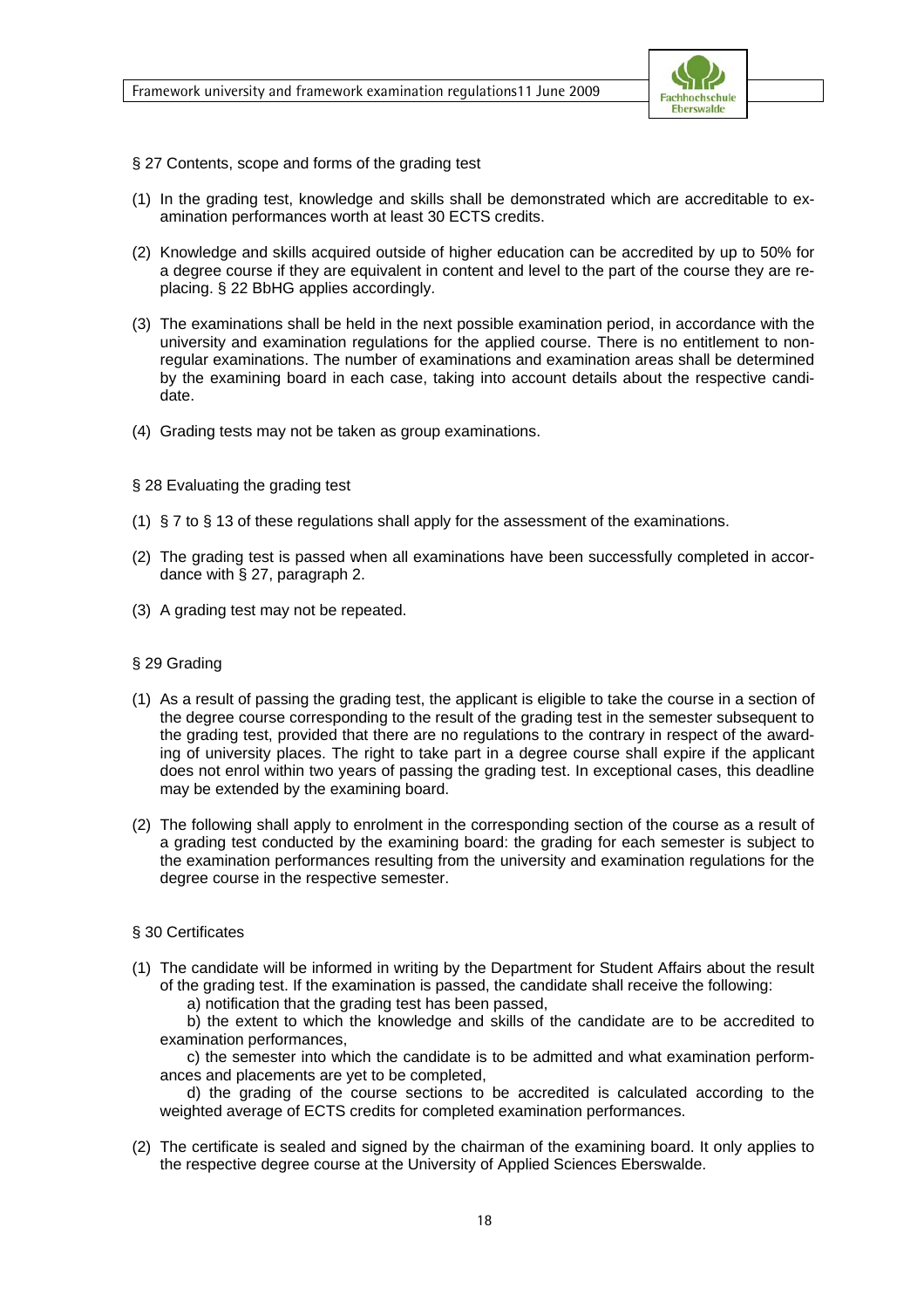## § 27 Contents, scope and forms of the grading test

(1) In the grading test, knowledge and skills shall be demonstrated which are accreditable to examination performances worth at least 30 ECTS credits.

(2) Knowledge and skills acquired outside of higher education can be accredited by up to 50% for a degree course if they are equivalent in content and level to the part of the course they are replacing. § 22 BbHG applies accordingly.

(3) The examinations shall be held in the next possible examination period, in accordance with the university and examination regulations for the applied course. There is no entitlement to non-regular examinations. The number of examinations and examination areas shall be determined by the examining board in each case, taking into account details about the respective candidate.

(4) Grading tests may not be taken as group examinations.

## § 28 Evaluating the grading test

(1) § 7 to § 13 of these regulations shall apply for the assessment of the examinations.

(2) The grading test is passed when all examinations have been successfully completed in accordance with § 27, paragraph 2.

(3) A grading test may not be repeated.

## § 29 Grading

(1) As a result of passing the grading test, the applicant is eligible to take the course in a section of the degree course corresponding to the result of the grading test in the semester subsequent to the grading test, provided that there are no regulations to the contrary in respect of the awarding of university places. The right to take part in a degree course shall expire if the applicant does not enrol within two years of passing the grading test. In exceptional cases, this deadline may be extended by the examining board.

(2) The following shall apply to enrolment in the corresponding section of the course as a result of a grading test conducted by the examining board: the grading for each semester is subject to the examination performances resulting from the university and examination regulations for the degree course in the respective semester.

## § 30 Certificates

(1) The candidate will be informed in writing by the Department for Student Affairs about the result of the grading test. If the examination is passed, the candidate shall receive the following:
    a) notification that the grading test has been passed,
    b) the extent to which the knowledge and skills of the candidate are to be accredited to examination performances,
    c) the semester into which the candidate is to be admitted and what examination performances and placements are yet to be completed,
    d) the grading of the course sections to be accredited is calculated according to the weighted average of ECTS credits for completed examination performances.

(2) The certificate is sealed and signed by the chairman of the examining board. It only applies to the respective degree course at the University of Applied Sciences Eberswalde.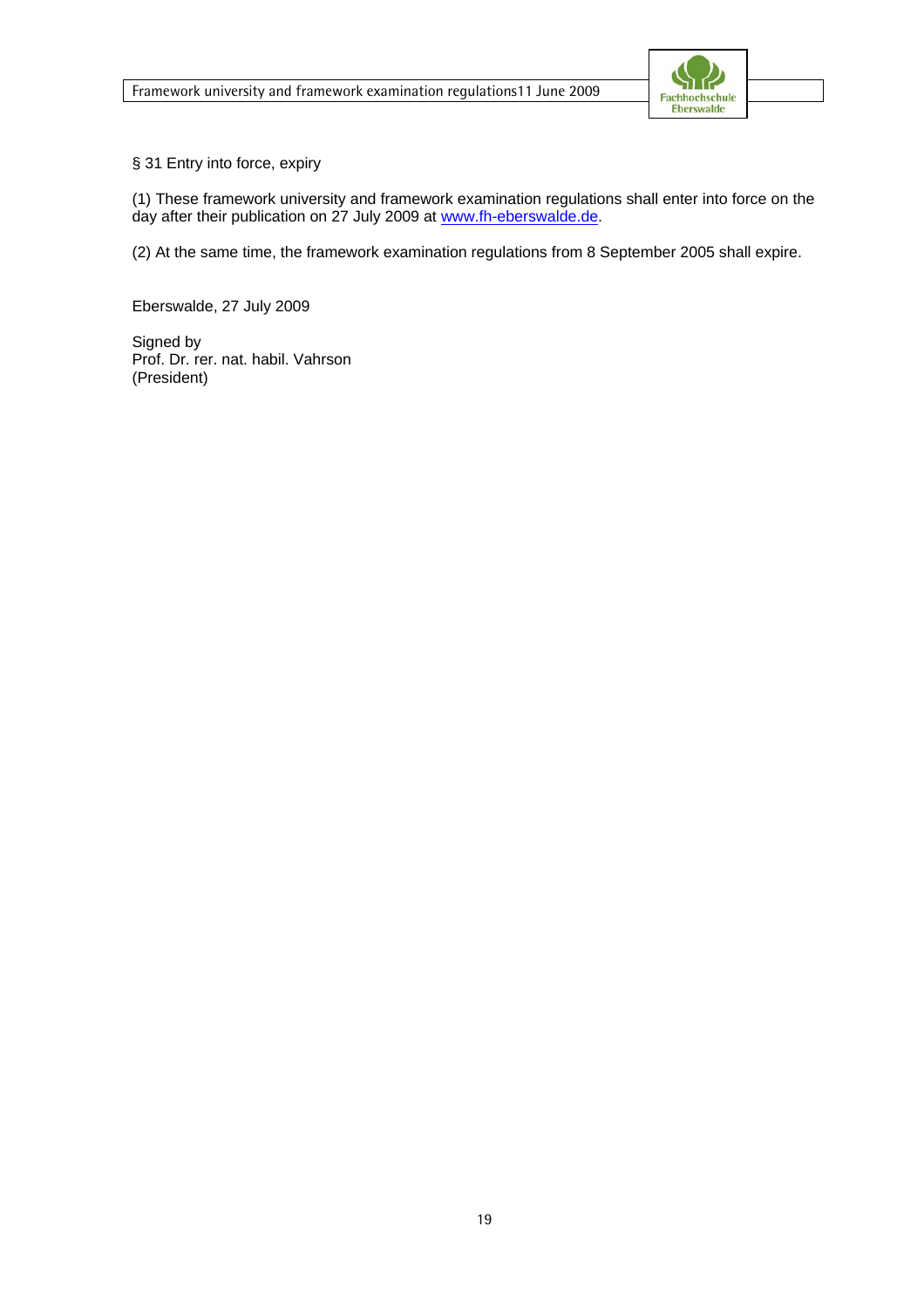## § 31 Entry into force, expiry

(1) These framework university and framework examination regulations shall enter into force on the day after their publication on 27 July 2009 at www.fh-eberswalde.de.

(2) At the same time, the framework examination regulations from 8 September 2005 shall expire.

Eberswalde, 27 July 2009

Signed by
Prof. Dr. rer. nat. habil. Vahrson
(President)